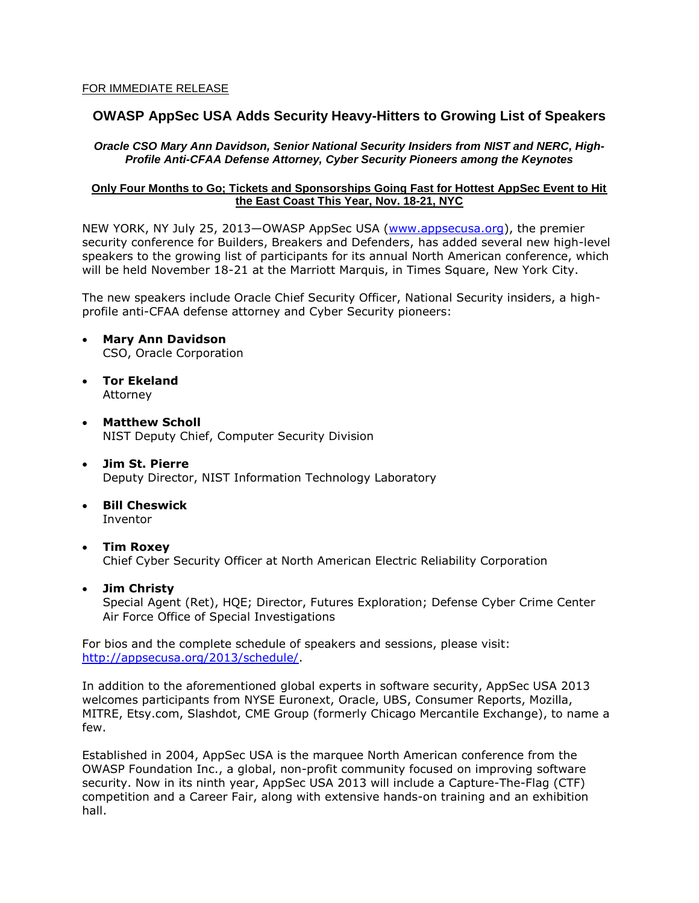FOR IMMEDIATE RELEASE

# OWASP AppSec USA Adds Security Heavy-Hitters to Growing List of Speakers

***Oracle CSO Mary Ann Davidson, Senior National Security Insiders from NIST and NERC, High-Profile Anti-CFAA Defense Attorney, Cyber Security Pioneers among the Keynotes***

**Only Four Months to Go; Tickets and Sponsorships Going Fast for Hottest AppSec Event to Hit the East Coast This Year, Nov. 18-21, NYC**

NEW YORK, NY July 25, 2013—OWASP AppSec USA (www.appsecusa.org), the premier security conference for Builders, Breakers and Defenders, has added several new high-level speakers to the growing list of participants for its annual North American conference, which will be held November 18-21 at the Marriott Marquis, in Times Square, New York City.

The new speakers include Oracle Chief Security Officer, National Security insiders, a high-profile anti-CFAA defense attorney and Cyber Security pioneers:

- **Mary Ann Davidson**
  CSO, Oracle Corporation
- **Tor Ekeland**
  Attorney
- **Matthew Scholl**
  NIST Deputy Chief, Computer Security Division
- **Jim St. Pierre**
  Deputy Director, NIST Information Technology Laboratory
- **Bill Cheswick**
  Inventor
- **Tim Roxey**
  Chief Cyber Security Officer at North American Electric Reliability Corporation
- **Jim Christy**
  Special Agent (Ret), HQE; Director, Futures Exploration; Defense Cyber Crime Center Air Force Office of Special Investigations

For bios and the complete schedule of speakers and sessions, please visit: http://appsecusa.org/2013/schedule/.

In addition to the aforementioned global experts in software security, AppSec USA 2013 welcomes participants from NYSE Euronext, Oracle, UBS, Consumer Reports, Mozilla, MITRE, Etsy.com, Slashdot, CME Group (formerly Chicago Mercantile Exchange), to name a few.

Established in 2004, AppSec USA is the marquee North American conference from the OWASP Foundation Inc., a global, non-profit community focused on improving software security. Now in its ninth year, AppSec USA 2013 will include a Capture-The-Flag (CTF) competition and a Career Fair, along with extensive hands-on training and an exhibition hall.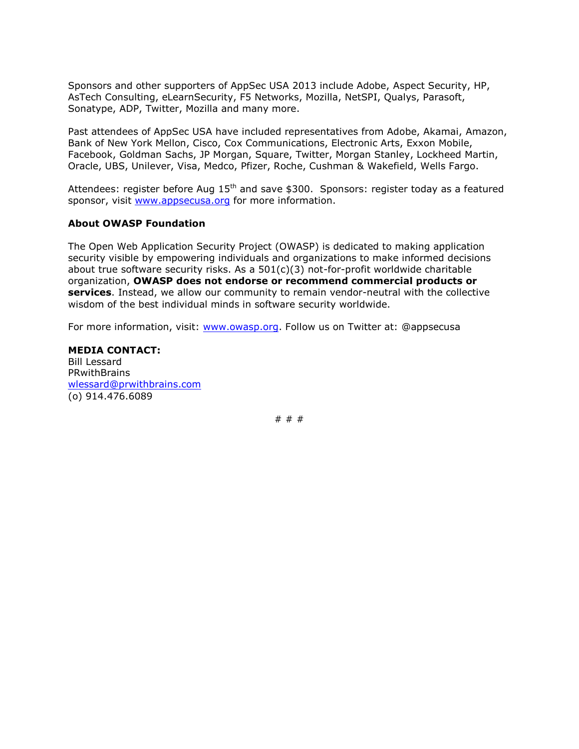Sponsors and other supporters of AppSec USA 2013 include Adobe, Aspect Security, HP, AsTech Consulting, eLearnSecurity, F5 Networks, Mozilla, NetSPI, Qualys, Parasoft, Sonatype, ADP, Twitter, Mozilla and many more.

Past attendees of AppSec USA have included representatives from Adobe, Akamai, Amazon, Bank of New York Mellon, Cisco, Cox Communications, Electronic Arts, Exxon Mobile, Facebook, Goldman Sachs, JP Morgan, Square, Twitter, Morgan Stanley, Lockheed Martin, Oracle, UBS, Unilever, Visa, Medco, Pfizer, Roche, Cushman & Wakefield, Wells Fargo.

Attendees: register before Aug 15th and save $300. Sponsors: register today as a featured sponsor, visit www.appsecusa.org for more information.

**About OWASP Foundation**

The Open Web Application Security Project (OWASP) is dedicated to making application security visible by empowering individuals and organizations to make informed decisions about true software security risks. As a 501(c)(3) not-for-profit worldwide charitable organization, **OWASP does not endorse or recommend commercial products or services**. Instead, we allow our community to remain vendor-neutral with the collective wisdom of the best individual minds in software security worldwide.

For more information, visit: www.owasp.org. Follow us on Twitter at: @appsecusa

**MEDIA CONTACT:**
Bill Lessard
PRwithBrains
wlessard@prwithbrains.com
(o) 914.476.6089

# # #